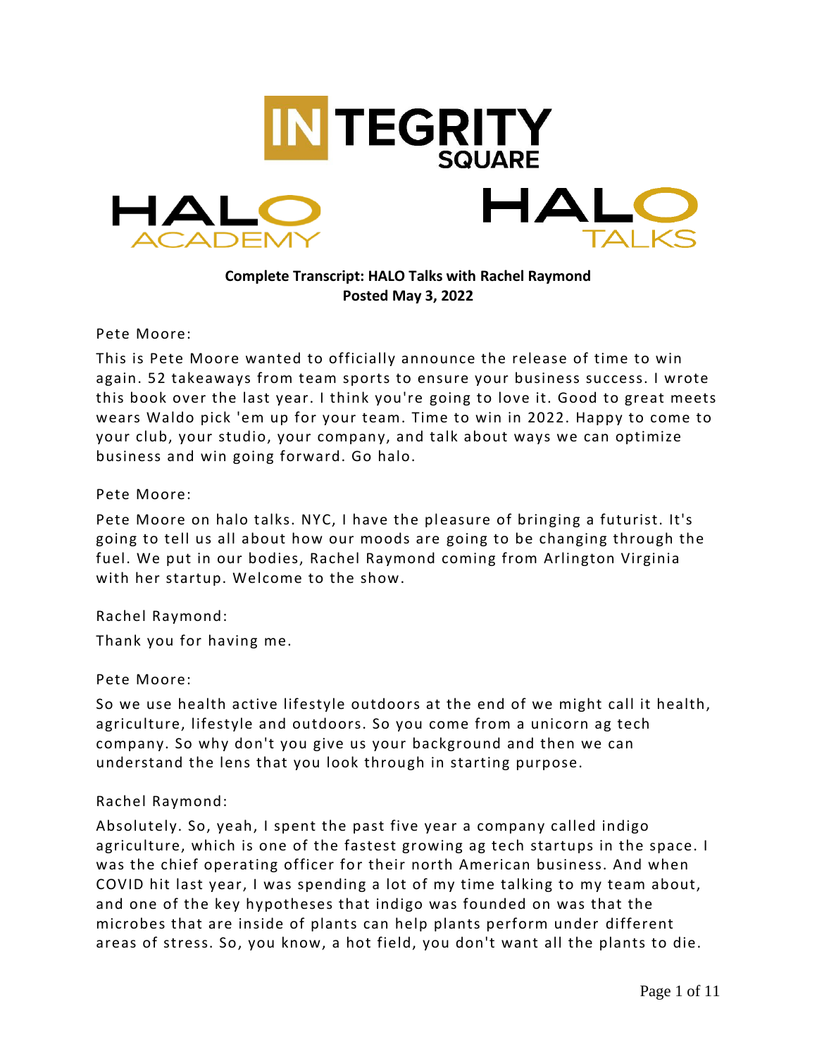**Complete Transcript: HALO Talks with Rachel Raymond**
**Posted May 3, 2022**

Pete Moore:

This is Pete Moore wanted to officially announce the release of time to win again. 52 takeaways from team sports to ensure your business success. I wrote this book over the last year. I think you're going to love it. Good to great meets wears Waldo pick 'em up for your team. Time to win in 2022. Happy to come to your club, your studio, your company, and talk about ways we can optimize business and win going forward. Go halo.

Pete Moore:

Pete Moore on halo talks. NYC, I have the pleasure of bringing a futurist. It's going to tell us all about how our moods are going to be changing through the fuel. We put in our bodies, Rachel Raymond coming from Arlington Virginia with her startup. Welcome to the show.

Rachel Raymond:

Thank you for having me.

Pete Moore:

So we use health active lifestyle outdoors at the end of we might call it health, agriculture, lifestyle and outdoors. So you come from a unicorn ag tech company. So why don't you give us your background and then we can understand the lens that you look through in starting purpose.

Rachel Raymond:

Absolutely. So, yeah, I spent the past five year a company called indigo agriculture, which is one of the fastest growing ag tech startups in the space. I was the chief operating officer for their north American business. And when COVID hit last year, I was spending a lot of my time talking to my team about, and one of the key hypotheses that indigo was founded on was that the microbes that are inside of plants can help plants perform under different areas of stress. So, you know, a hot field, you don't want all the plants to die.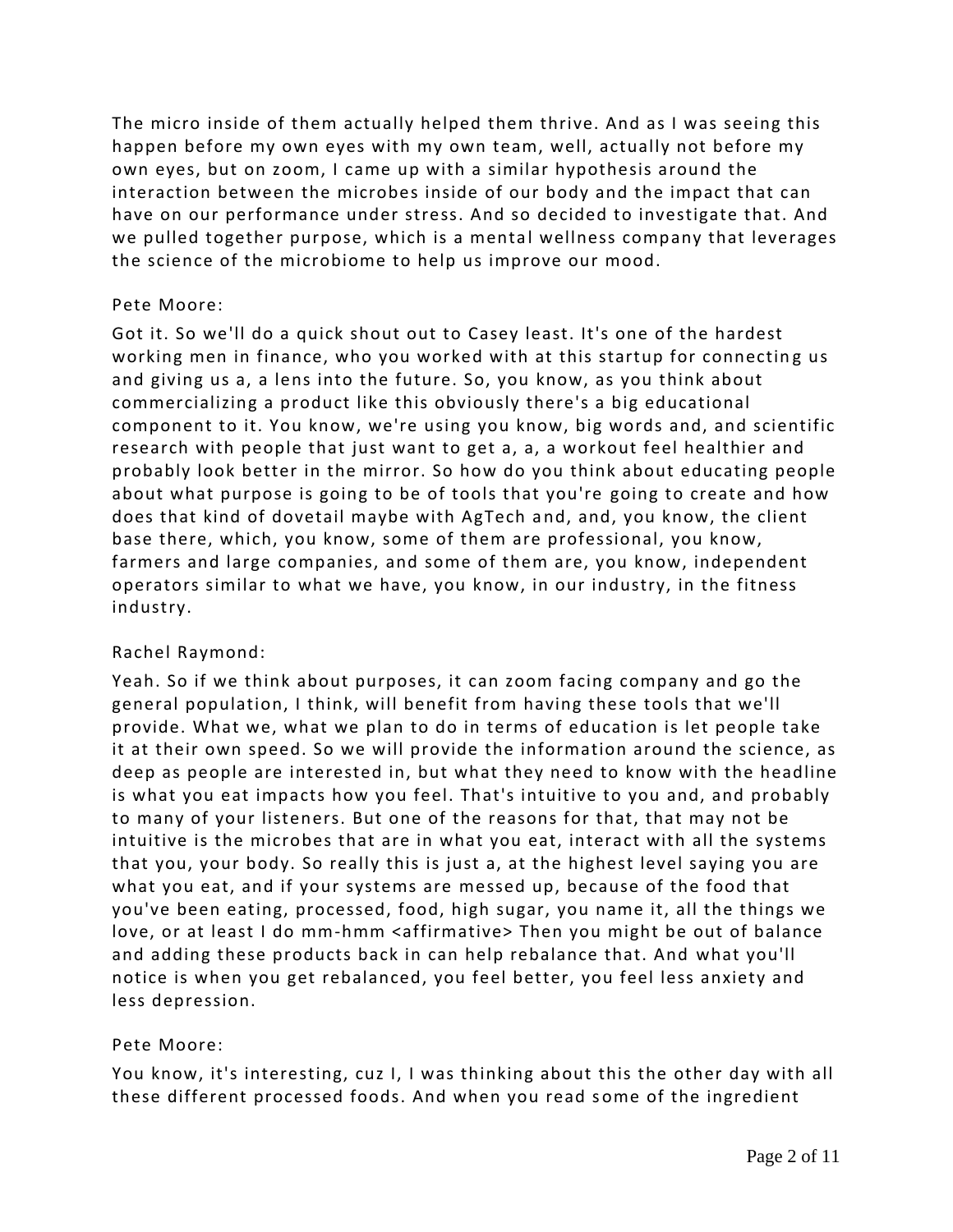The micro inside of them actually helped them thrive. And as I was seeing this happen before my own eyes with my own team, well, actually not before my own eyes, but on zoom, I came up with a similar hypothesis around the interaction between the microbes inside of our body and the impact that can have on our performance under stress. And so decided to investigate that. And we pulled together purpose, which is a mental wellness company that leverages the science of the microbiome to help us improve our mood.

Pete Moore:

Got it. So we'll do a quick shout out to Casey least. It's one of the hardest working men in finance, who you worked with at this startup for connecting us and giving us a, a lens into the future. So, you know, as you think about commercializing a product like this obviously there's a big educational component to it. You know, we're using you know, big words and, and scientific research with people that just want to get a, a, a workout feel healthier and probably look better in the mirror. So how do you think about educating people about what purpose is going to be of tools that you're going to create and how does that kind of dovetail maybe with AgTech and, and, you know, the client base there, which, you know, some of them are professional, you know, farmers and large companies, and some of them are, you know, independent operators similar to what we have, you know, in our industry, in the fitness industry.

Rachel Raymond:

Yeah. So if we think about purposes, it can zoom facing company and go the general population, I think, will benefit from having these tools that we'll provide. What we, what we plan to do in terms of education is let people take it at their own speed. So we will provide the information around the science, as deep as people are interested in, but what they need to know with the headline is what you eat impacts how you feel. That's intuitive to you and, and probably to many of your listeners. But one of the reasons for that, that may not be intuitive is the microbes that are in what you eat, interact with all the systems that you, your body. So really this is just a, at the highest level saying you are what you eat, and if your systems are messed up, because of the food that you've been eating, processed, food, high sugar, you name it, all the things we love, or at least I do mm-hmm <affirmative> Then you might be out of balance and adding these products back in can help rebalance that. And what you'll notice is when you get rebalanced, you feel better, you feel less anxiety and less depression.

Pete Moore:

You know, it's interesting, cuz I, I was thinking about this the other day with all these different processed foods. And when you read some of the ingredient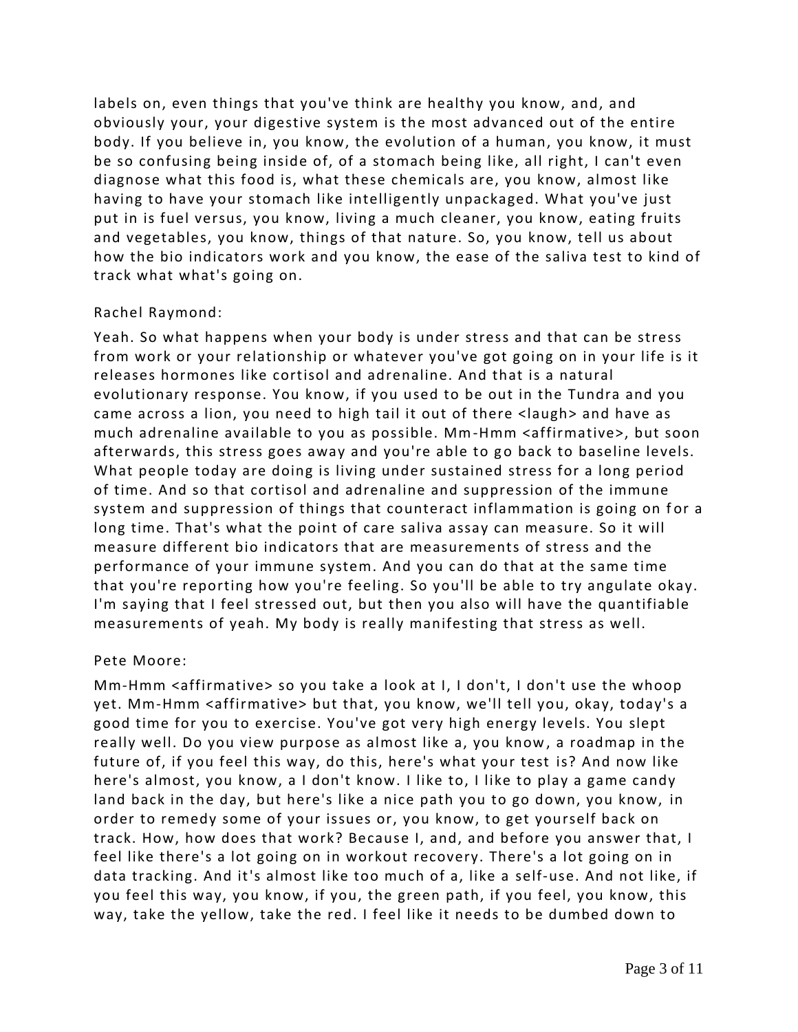labels on, even things that you've think are healthy you know, and, and obviously your, your digestive system is the most advanced out of the entire body. If you believe in, you know, the evolution of a human, you know, it must be so confusing being inside of, of a stomach being like, all right, I can't even diagnose what this food is, what these chemicals are, you know, almost like having to have your stomach like intelligently unpackaged. What you've just put in is fuel versus, you know, living a much cleaner, you know, eating fruits and vegetables, you know, things of that nature. So, you know, tell us about how the bio indicators work and you know, the ease of the saliva test to kind of track what what's going on.

Rachel Raymond:

Yeah. So what happens when your body is under stress and that can be stress from work or your relationship or whatever you've got going on in your life is it releases hormones like cortisol and adrenaline. And that is a natural evolutionary response. You know, if you used to be out in the Tundra and you came across a lion, you need to high tail it out of there <laugh> and have as much adrenaline available to you as possible. Mm-Hmm <affirmative>, but soon afterwards, this stress goes away and you're able to go back to baseline levels. What people today are doing is living under sustained stress for a long period of time. And so that cortisol and adrenaline and suppression of the immune system and suppression of things that counteract inflammation is going on for a long time. That's what the point of care saliva assay can measure. So it will measure different bio indicators that are measurements of stress and the performance of your immune system. And you can do that at the same time that you're reporting how you're feeling. So you'll be able to try angulate okay. I'm saying that I feel stressed out, but then you also will have the quantifiable measurements of yeah. My body is really manifesting that stress as well.

Pete Moore:

Mm-Hmm <affirmative> so you take a look at I, I don't, I don't use the whoop yet. Mm-Hmm <affirmative> but that, you know, we'll tell you, okay, today's a good time for you to exercise. You've got very high energy levels. You slept really well. Do you view purpose as almost like a, you know, a roadmap in the future of, if you feel this way, do this, here's what your test is? And now like here's almost, you know, a I don't know. I like to, I like to play a game candy land back in the day, but here's like a nice path you to go down, you know, in order to remedy some of your issues or, you know, to get yourself back on track. How, how does that work? Because I, and, and before you answer that, I feel like there's a lot going on in workout recovery. There's a lot going on in data tracking. And it's almost like too much of a, like a self-use. And not like, if you feel this way, you know, if you, the green path, if you feel, you know, this way, take the yellow, take the red. I feel like it needs to be dumbed down to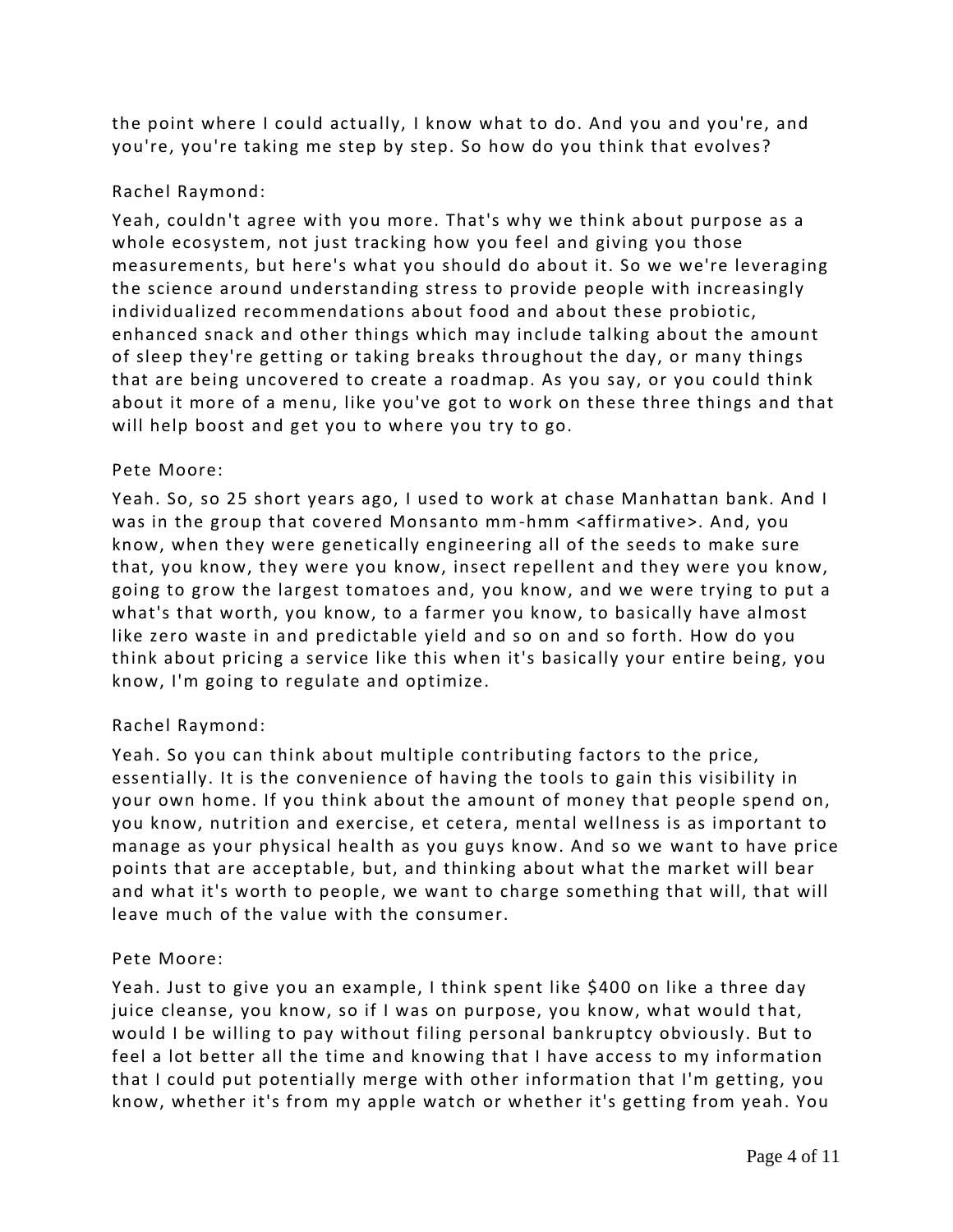the point where I could actually, I know what to do. And you and you're, and you're, you're taking me step by step. So how do you think that evolves?

Rachel Raymond:

Yeah, couldn't agree with you more. That's why we think about purpose as a whole ecosystem, not just tracking how you feel and giving you those measurements, but here's what you should do about it. So we we're leveraging the science around understanding stress to provide people with increasingly individualized recommendations about food and about these probiotic, enhanced snack and other things which may include talking about the amount of sleep they're getting or taking breaks throughout the day, or many things that are being uncovered to create a roadmap. As you say, or you could think about it more of a menu, like you've got to work on these three things and that will help boost and get you to where you try to go.

Pete Moore:

Yeah. So, so 25 short years ago, I used to work at chase Manhattan bank. And I was in the group that covered Monsanto mm-hmm <affirmative>. And, you know, when they were genetically engineering all of the seeds to make sure that, you know, they were you know, insect repellent and they were you know, going to grow the largest tomatoes and, you know, and we were trying to put a what's that worth, you know, to a farmer you know, to basically have almost like zero waste in and predictable yield and so on and so forth. How do you think about pricing a service like this when it's basically your entire being, you know, I'm going to regulate and optimize.

Rachel Raymond:

Yeah. So you can think about multiple contributing factors to the price, essentially. It is the convenience of having the tools to gain this visibility in your own home. If you think about the amount of money that people spend on, you know, nutrition and exercise, et cetera, mental wellness is as important to manage as your physical health as you guys know. And so we want to have price points that are acceptable, but, and thinking about what the market will bear and what it's worth to people, we want to charge something that will, that will leave much of the value with the consumer.

Pete Moore:

Yeah. Just to give you an example, I think spent like $400 on like a three day juice cleanse, you know, so if I was on purpose, you know, what would that, would I be willing to pay without filing personal bankruptcy obviously. But to feel a lot better all the time and knowing that I have access to my information that I could put potentially merge with other information that I'm getting, you know, whether it's from my apple watch or whether it's getting from yeah. You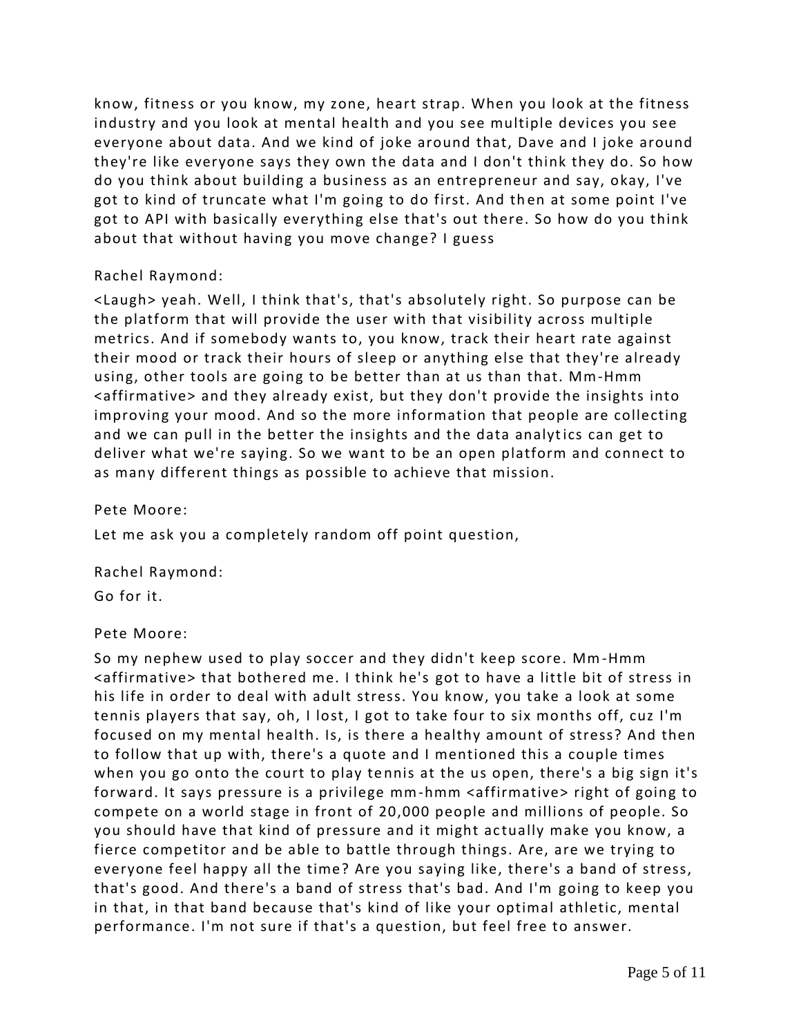know, fitness or you know, my zone, heart strap. When you look at the fitness industry and you look at mental health and you see multiple devices you see everyone about data. And we kind of joke around that, Dave and I joke around they're like everyone says they own the data and I don't think they do. So how do you think about building a business as an entrepreneur and say, okay, I've got to kind of truncate what I'm going to do first. And then at some point I've got to API with basically everything else that's out there. So how do you think about that without having you move change? I guess

Rachel Raymond:

<Laugh> yeah. Well, I think that's, that's absolutely right. So purpose can be the platform that will provide the user with that visibility across multiple metrics. And if somebody wants to, you know, track their heart rate against their mood or track their hours of sleep or anything else that they're already using, other tools are going to be better than at us than that. Mm-Hmm <affirmative> and they already exist, but they don't provide the insights into improving your mood. And so the more information that people are collecting and we can pull in the better the insights and the data analytics can get to deliver what we're saying. So we want to be an open platform and connect to as many different things as possible to achieve that mission.

Pete Moore:

Let me ask you a completely random off point question,

Rachel Raymond:

Go for it.

Pete Moore:

So my nephew used to play soccer and they didn't keep score. Mm-Hmm <affirmative> that bothered me. I think he's got to have a little bit of stress in his life in order to deal with adult stress. You know, you take a look at some tennis players that say, oh, I lost, I got to take four to six months off, cuz I'm focused on my mental health. Is, is there a healthy amount of stress? And then to follow that up with, there's a quote and I mentioned this a couple times when you go onto the court to play tennis at the us open, there's a big sign it's forward. It says pressure is a privilege mm-hmm <affirmative> right of going to compete on a world stage in front of 20,000 people and millions of people. So you should have that kind of pressure and it might actually make you know, a fierce competitor and be able to battle through things. Are, are we trying to everyone feel happy all the time? Are you saying like, there's a band of stress, that's good. And there's a band of stress that's bad. And I'm going to keep you in that, in that band because that's kind of like your optimal athletic, mental performance. I'm not sure if that's a question, but feel free to answer.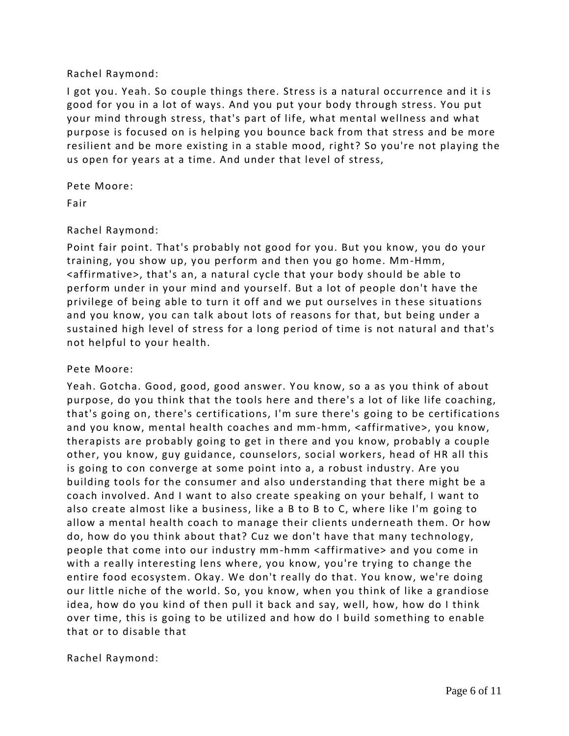Rachel Raymond:

I got you. Yeah. So couple things there. Stress is a natural occurrence and it is good for you in a lot of ways. And you put your body through stress. You put your mind through stress, that's part of life, what mental wellness and what purpose is focused on is helping you bounce back from that stress and be more resilient and be more existing in a stable mood, right? So you're not playing the us open for years at a time. And under that level of stress,

Pete Moore:

Fair

Rachel Raymond:

Point fair point. That's probably not good for you. But you know, you do your training, you show up, you perform and then you go home. Mm-Hmm, <affirmative>, that's an, a natural cycle that your body should be able to perform under in your mind and yourself. But a lot of people don't have the privilege of being able to turn it off and we put ourselves in these situations and you know, you can talk about lots of reasons for that, but being under a sustained high level of stress for a long period of time is not natural and that's not helpful to your health.

Pete Moore:

Yeah. Gotcha. Good, good, good answer. You know, so a as you think of about purpose, do you think that the tools here and there's a lot of like life coaching, that's going on, there's certifications, I'm sure there's going to be certifications and you know, mental health coaches and mm-hmm, <affirmative>, you know, therapists are probably going to get in there and you know, probably a couple other, you know, guy guidance, counselors, social workers, head of HR all this is going to con converge at some point into a, a robust industry. Are you building tools for the consumer and also understanding that there might be a coach involved. And I want to also create speaking on your behalf, I want to also create almost like a business, like a B to B to C, where like I'm going to allow a mental health coach to manage their clients underneath them. Or how do, how do you think about that? Cuz we don't have that many technology, people that come into our industry mm-hmm <affirmative> and you come in with a really interesting lens where, you know, you're trying to change the entire food ecosystem. Okay. We don't really do that. You know, we're doing our little niche of the world. So, you know, when you think of like a grandiose idea, how do you kind of then pull it back and say, well, how, how do I think over time, this is going to be utilized and how do I build something to enable that or to disable that

Rachel Raymond: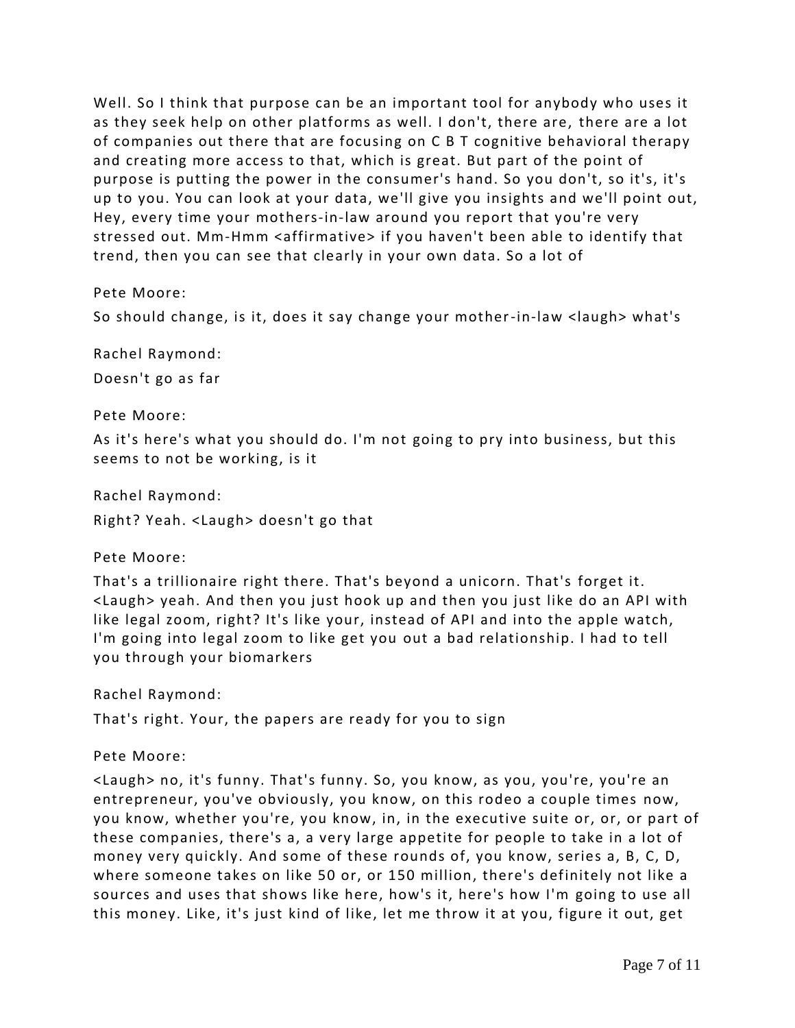Well. So I think that purpose can be an important tool for anybody who uses it as they seek help on other platforms as well. I don't, there are, there are a lot of companies out there that are focusing on C B T cognitive behavioral therapy and creating more access to that, which is great. But part of the point of purpose is putting the power in the consumer's hand. So you don't, so it's, it's up to you. You can look at your data, we'll give you insights and we'll point out, Hey, every time your mothers-in-law around you report that you're very stressed out. Mm-Hmm <affirmative> if you haven't been able to identify that trend, then you can see that clearly in your own data. So a lot of

Pete Moore:

So should change, is it, does it say change your mother-in-law <laugh> what's

Rachel Raymond:

Doesn't go as far

Pete Moore:

As it's here's what you should do. I'm not going to pry into business, but this seems to not be working, is it

Rachel Raymond:

Right? Yeah. <Laugh> doesn't go that

Pete Moore:

That's a trillionaire right there. That's beyond a unicorn. That's forget it. <Laugh> yeah. And then you just hook up and then you just like do an API with like legal zoom, right? It's like your, instead of API and into the apple watch, I'm going into legal zoom to like get you out a bad relationship. I had to tell you through your biomarkers

Rachel Raymond:

That's right. Your, the papers are ready for you to sign

Pete Moore:

<Laugh> no, it's funny. That's funny. So, you know, as you, you're, you're an entrepreneur, you've obviously, you know, on this rodeo a couple times now, you know, whether you're, you know, in, in the executive suite or, or, or part of these companies, there's a, a very large appetite for people to take in a lot of money very quickly. And some of these rounds of, you know, series a, B, C, D, where someone takes on like 50 or, or 150 million, there's definitely not like a sources and uses that shows like here, how's it, here's how I'm going to use all this money. Like, it's just kind of like, let me throw it at you, figure it out, get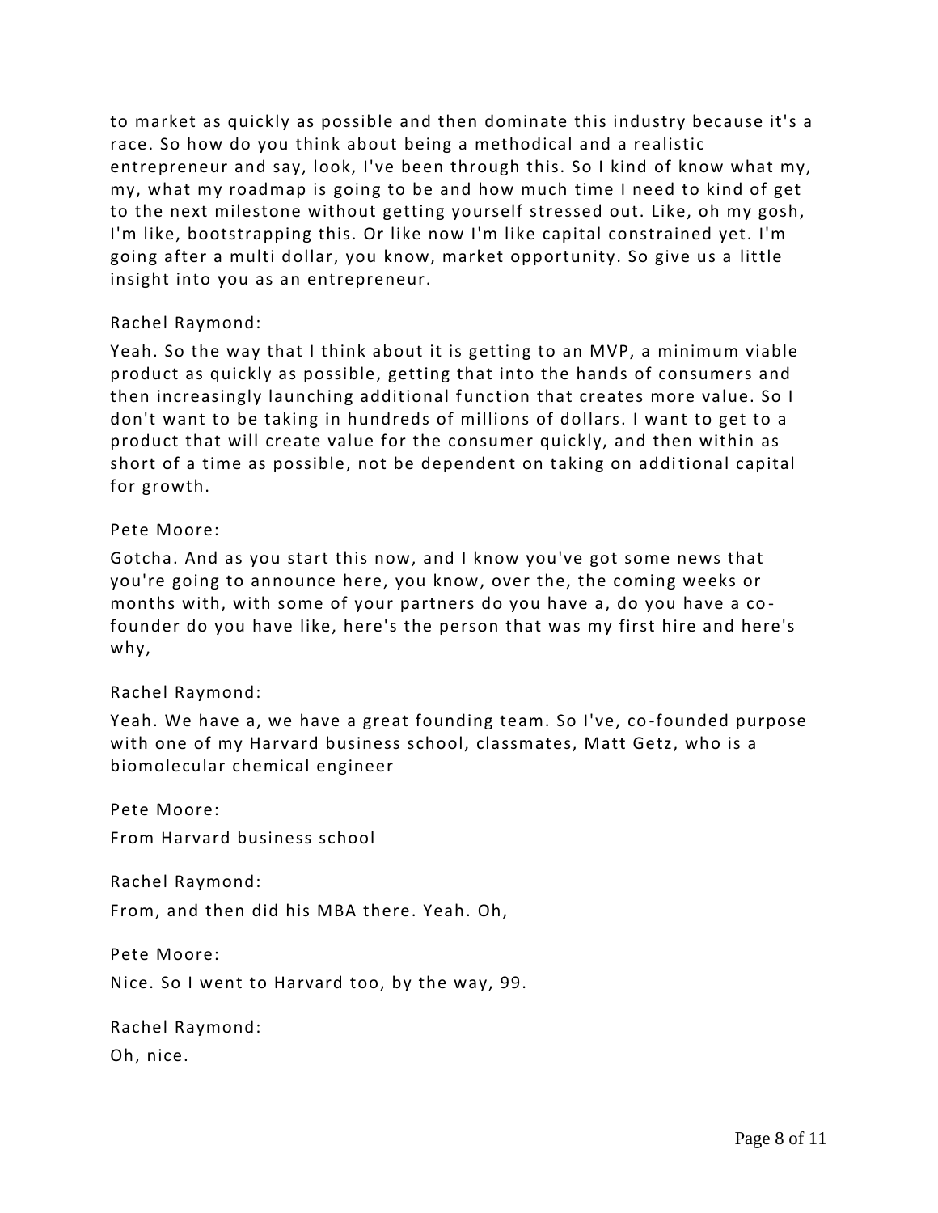to market as quickly as possible and then dominate this industry because it's a race. So how do you think about being a methodical and a realistic entrepreneur and say, look, I've been through this. So I kind of know what my, my, what my roadmap is going to be and how much time I need to kind of get to the next milestone without getting yourself stressed out. Like, oh my gosh, I'm like, bootstrapping this. Or like now I'm like capital constrained yet. I'm going after a multi dollar, you know, market opportunity. So give us a little insight into you as an entrepreneur.

Rachel Raymond:

Yeah. So the way that I think about it is getting to an MVP, a minimum viable product as quickly as possible, getting that into the hands of consumers and then increasingly launching additional function that creates more value. So I don't want to be taking in hundreds of millions of dollars. I want to get to a product that will create value for the consumer quickly, and then within as short of a time as possible, not be dependent on taking on additional capital for growth.

Pete Moore:

Gotcha. And as you start this now, and I know you've got some news that you're going to announce here, you know, over the, the coming weeks or months with, with some of your partners do you have a, do you have a co-founder do you have like, here's the person that was my first hire and here's why,

Rachel Raymond:

Yeah. We have a, we have a great founding team. So I've, co-founded purpose with one of my Harvard business school, classmates, Matt Getz, who is a biomolecular chemical engineer

Pete Moore:

From Harvard business school

Rachel Raymond:

From, and then did his MBA there. Yeah. Oh,

Pete Moore:

Nice. So I went to Harvard too, by the way, 99.

Rachel Raymond:

Oh, nice.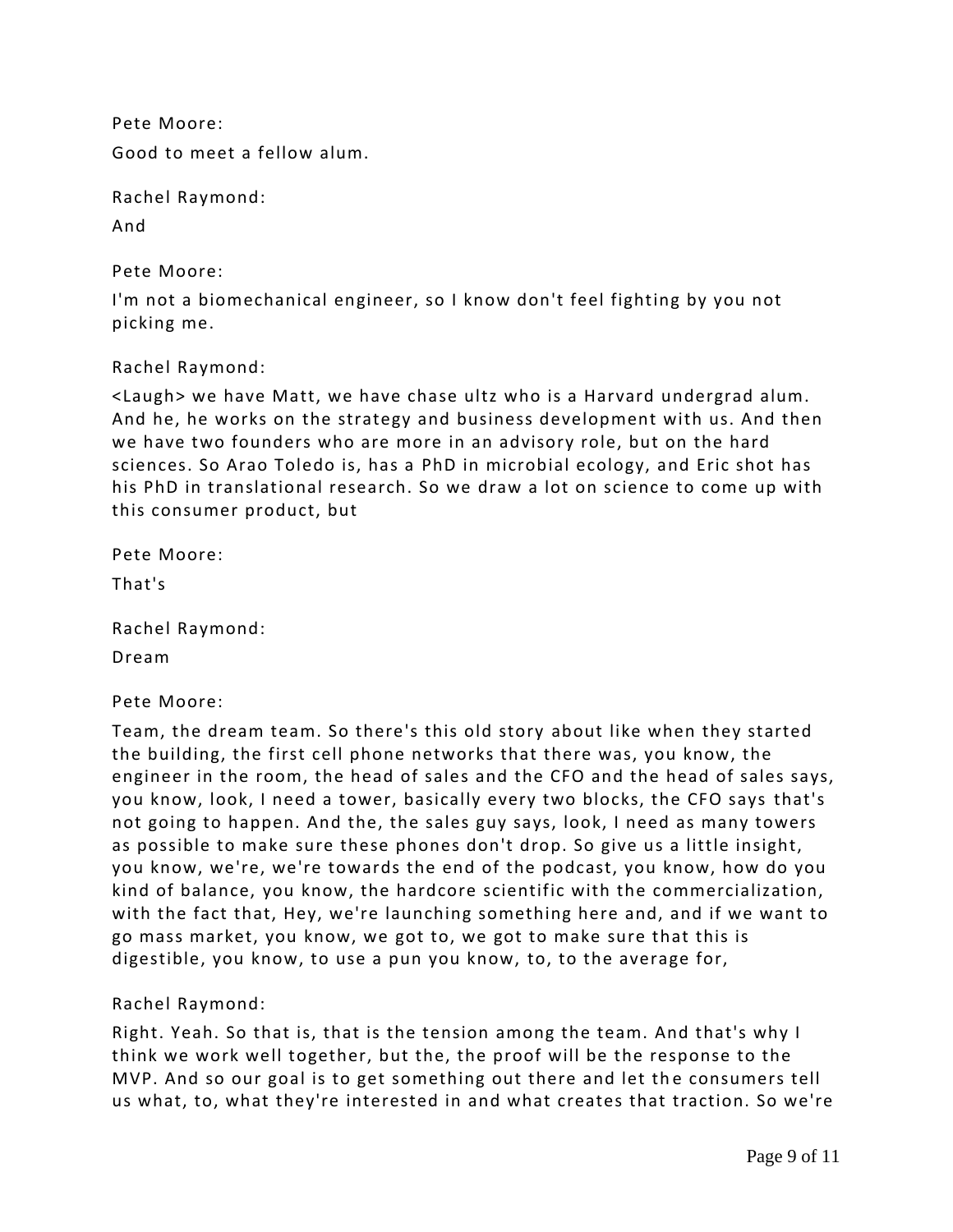Pete Moore:

Good to meet a fellow alum.

Rachel Raymond:

And

Pete Moore:

I'm not a biomechanical engineer, so I know don't feel fighting by you not picking me.

Rachel Raymond:

<Laugh> we have Matt, we have chase ultz who is a Harvard undergrad alum. And he, he works on the strategy and business development with us. And then we have two founders who are more in an advisory role, but on the hard sciences. So Arao Toledo is, has a PhD in microbial ecology, and Eric shot has his PhD in translational research. So we draw a lot on science to come up with this consumer product, but

Pete Moore:

That's

Rachel Raymond:

Dream

Pete Moore:

Team, the dream team. So there's this old story about like when they started the building, the first cell phone networks that there was, you know, the engineer in the room, the head of sales and the CFO and the head of sales says, you know, look, I need a tower, basically every two blocks, the CFO says that's not going to happen. And the, the sales guy says, look, I need as many towers as possible to make sure these phones don't drop. So give us a little insight, you know, we're, we're towards the end of the podcast, you know, how do you kind of balance, you know, the hardcore scientific with the commercialization, with the fact that, Hey, we're launching something here and, and if we want to go mass market, you know, we got to, we got to make sure that this is digestible, you know, to use a pun you know, to, to the average for,

Rachel Raymond:

Right. Yeah. So that is, that is the tension among the team. And that's why I think we work well together, but the, the proof will be the response to the MVP. And so our goal is to get something out there and let the consumers tell us what, to, what they're interested in and what creates that traction. So we're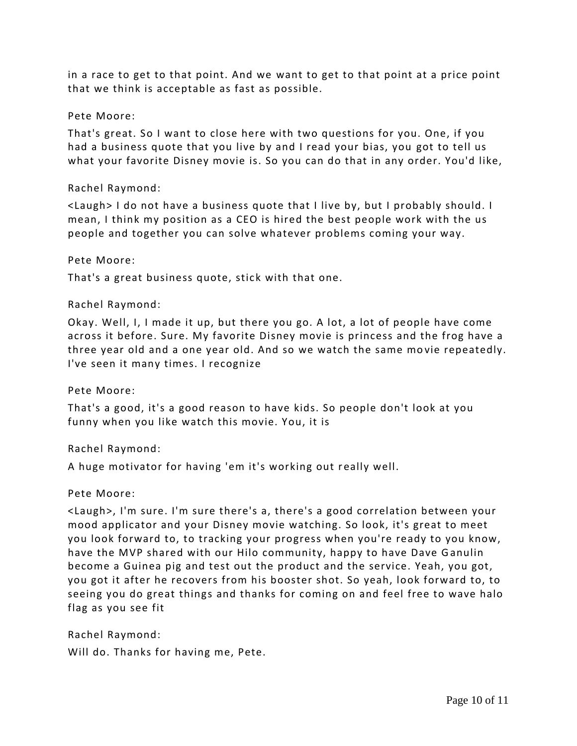in a race to get to that point. And we want to get to that point at a price point that we think is acceptable as fast as possible.

Pete Moore:

That's great. So I want to close here with two questions for you. One, if you had a business quote that you live by and I read your bias, you got to tell us what your favorite Disney movie is. So you can do that in any order. You'd like,

Rachel Raymond:

<Laugh> I do not have a business quote that I live by, but I probably should. I mean, I think my position as a CEO is hired the best people work with the us people and together you can solve whatever problems coming your way.

Pete Moore:

That's a great business quote, stick with that one.

Rachel Raymond:

Okay. Well, I, I made it up, but there you go. A lot, a lot of people have come across it before. Sure. My favorite Disney movie is princess and the frog have a three year old and a one year old. And so we watch the same movie repeatedly. I've seen it many times. I recognize

Pete Moore:

That's a good, it's a good reason to have kids. So people don't look at you funny when you like watch this movie. You, it is

Rachel Raymond:

A huge motivator for having 'em it's working out really well.

Pete Moore:

<Laugh>, I'm sure. I'm sure there's a, there's a good correlation between your mood applicator and your Disney movie watching. So look, it's great to meet you look forward to, to tracking your progress when you're ready to you know, have the MVP shared with our Hilo community, happy to have Dave Ganulin become a Guinea pig and test out the product and the service. Yeah, you got, you got it after he recovers from his booster shot. So yeah, look forward to, to seeing you do great things and thanks for coming on and feel free to wave halo flag as you see fit

Rachel Raymond:

Will do. Thanks for having me, Pete.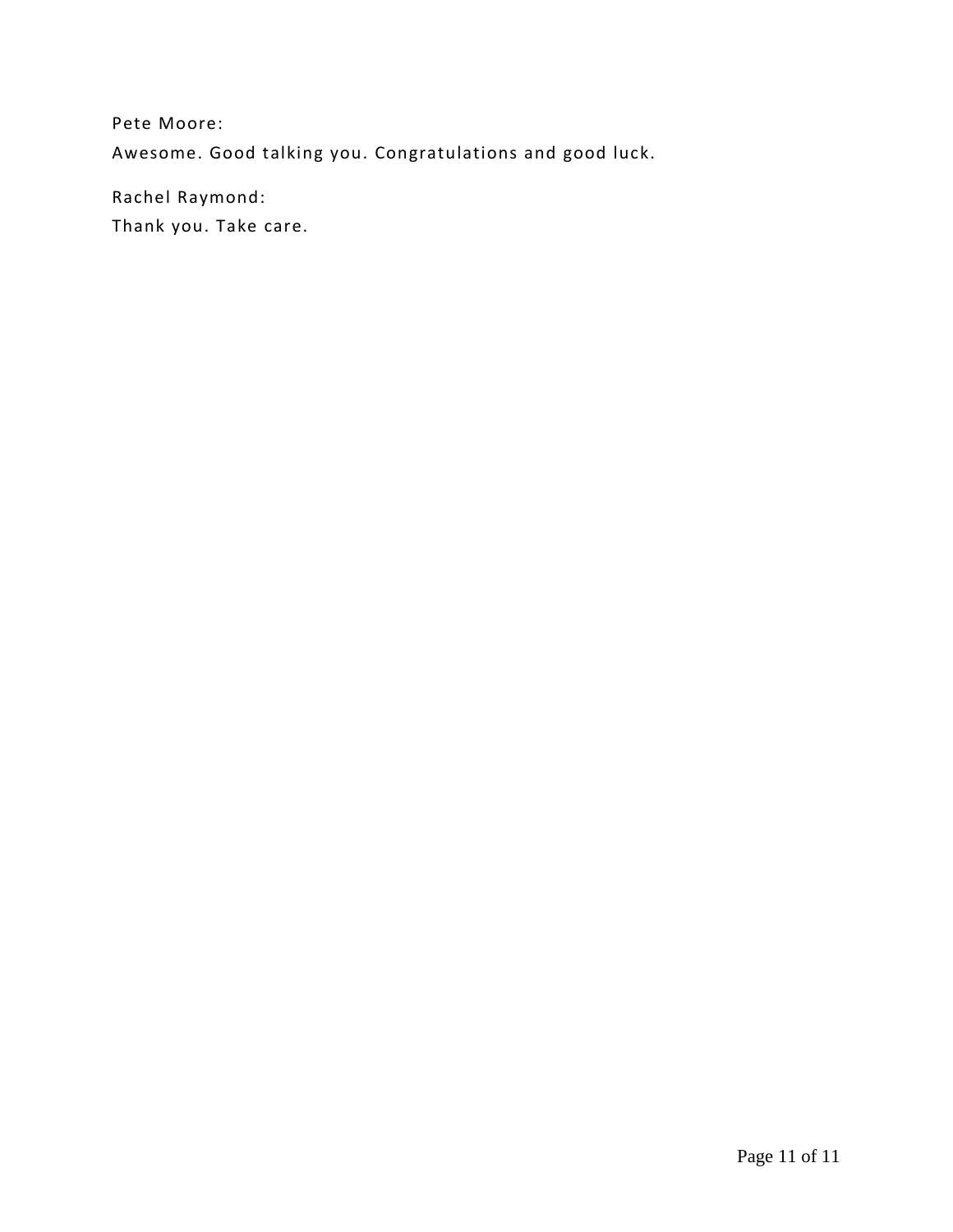Pete Moore:
Awesome. Good talking you. Congratulations and good luck.

Rachel Raymond:
Thank you. Take care.